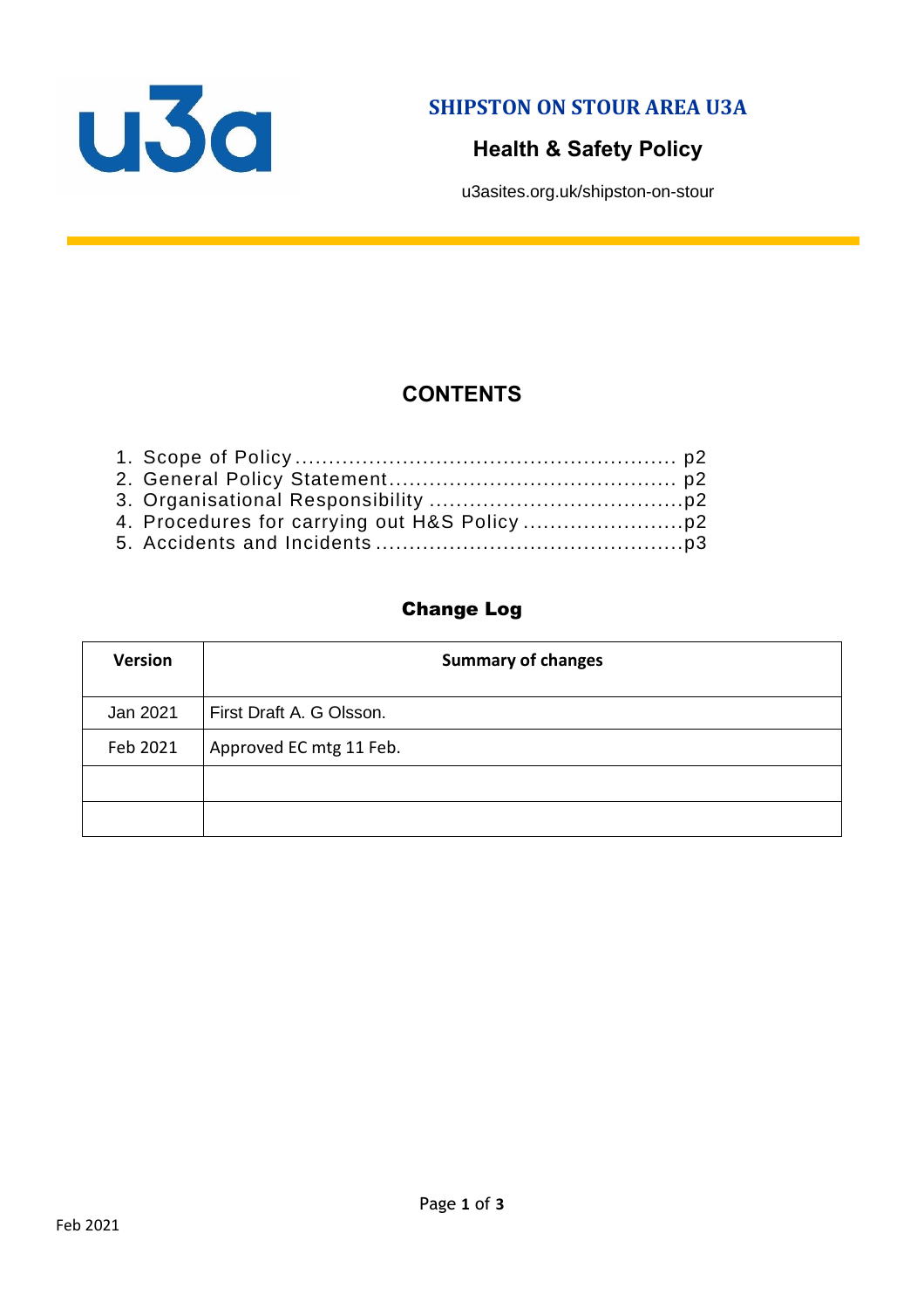# SHIPSTON ON STOUR AREA U3A

## Health & Safety Policy

u3asites.org.uk/shipston-on-stour

## CONTENTS

1. Scope of Policy ........................................................ p2
2. General Policy Statement.......................................... p2
3. Organisational Responsibility .....................................p2
4. Procedures for carrying out H&S Policy .......................p2
5. Accidents and Incidents .............................................p3

## Change Log

| Version | Summary of changes |
|---|---|
| Jan 2021 | First Draft A. G Olsson. |
| Feb 2021 | Approved EC mtg 11 Feb. |
| | |
| | |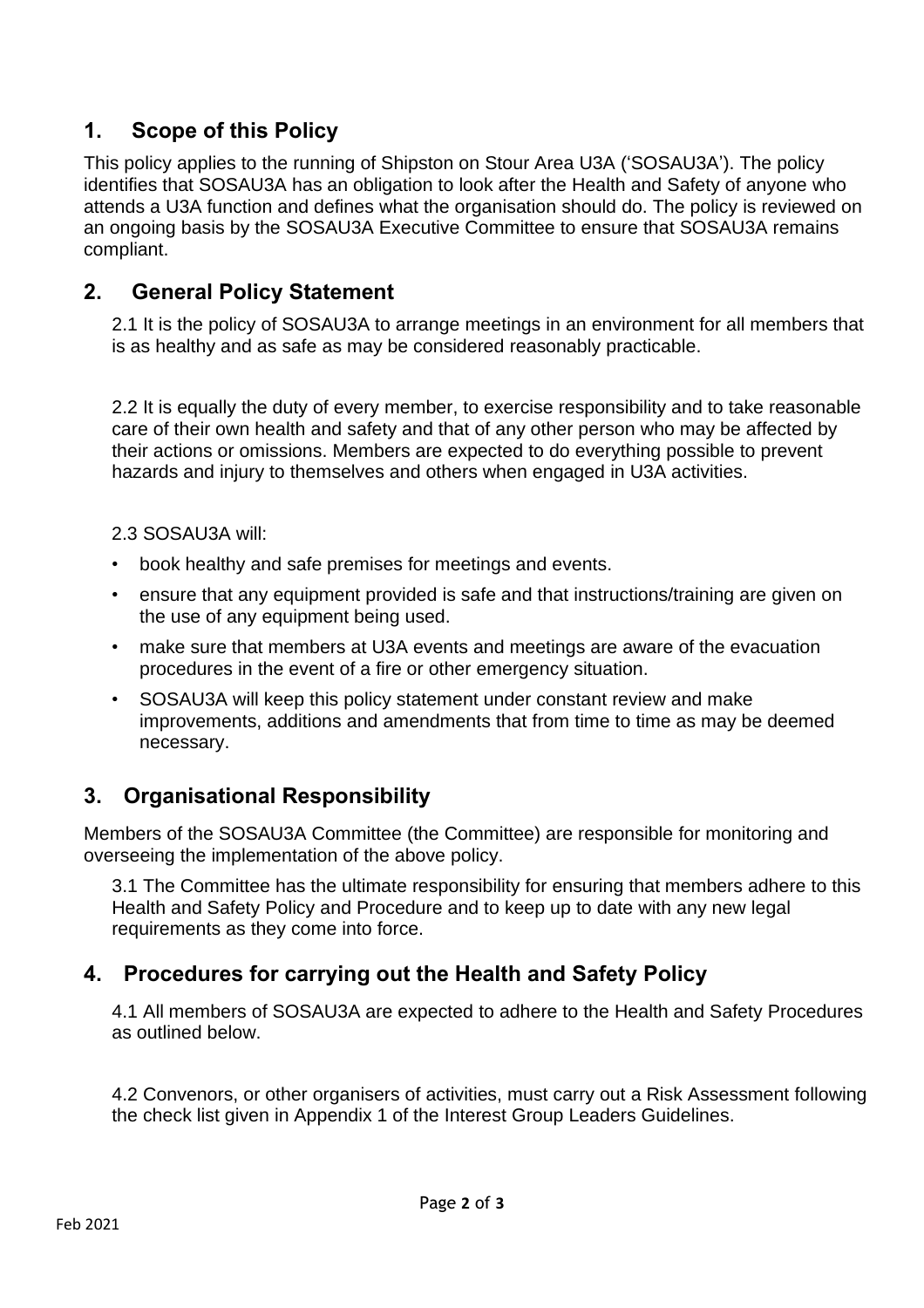## 1. Scope of this Policy

This policy applies to the running of Shipston on Stour Area U3A ('SOSAU3A'). The policy identifies that SOSAU3A has an obligation to look after the Health and Safety of anyone who attends a U3A function and defines what the organisation should do. The policy is reviewed on an ongoing basis by the SOSAU3A Executive Committee to ensure that SOSAU3A remains compliant.

## 2. General Policy Statement

2.1 It is the policy of SOSAU3A to arrange meetings in an environment for all members that is as healthy and as safe as may be considered reasonably practicable.

2.2 It is equally the duty of every member, to exercise responsibility and to take reasonable care of their own health and safety and that of any other person who may be affected by their actions or omissions. Members are expected to do everything possible to prevent hazards and injury to themselves and others when engaged in U3A activities.

2.3 SOSAU3A will:

- book healthy and safe premises for meetings and events.
- ensure that any equipment provided is safe and that instructions/training are given on the use of any equipment being used.
- make sure that members at U3A events and meetings are aware of the evacuation procedures in the event of a fire or other emergency situation.
- SOSAU3A will keep this policy statement under constant review and make improvements, additions and amendments that from time to time as may be deemed necessary.

## 3. Organisational Responsibility

Members of the SOSAU3A Committee (the Committee) are responsible for monitoring and overseeing the implementation of the above policy.

3.1 The Committee has the ultimate responsibility for ensuring that members adhere to this Health and Safety Policy and Procedure and to keep up to date with any new legal requirements as they come into force.

## 4. Procedures for carrying out the Health and Safety Policy

4.1 All members of SOSAU3A are expected to adhere to the Health and Safety Procedures as outlined below.

4.2 Convenors, or other organisers of activities, must carry out a Risk Assessment following the check list given in Appendix 1 of the Interest Group Leaders Guidelines.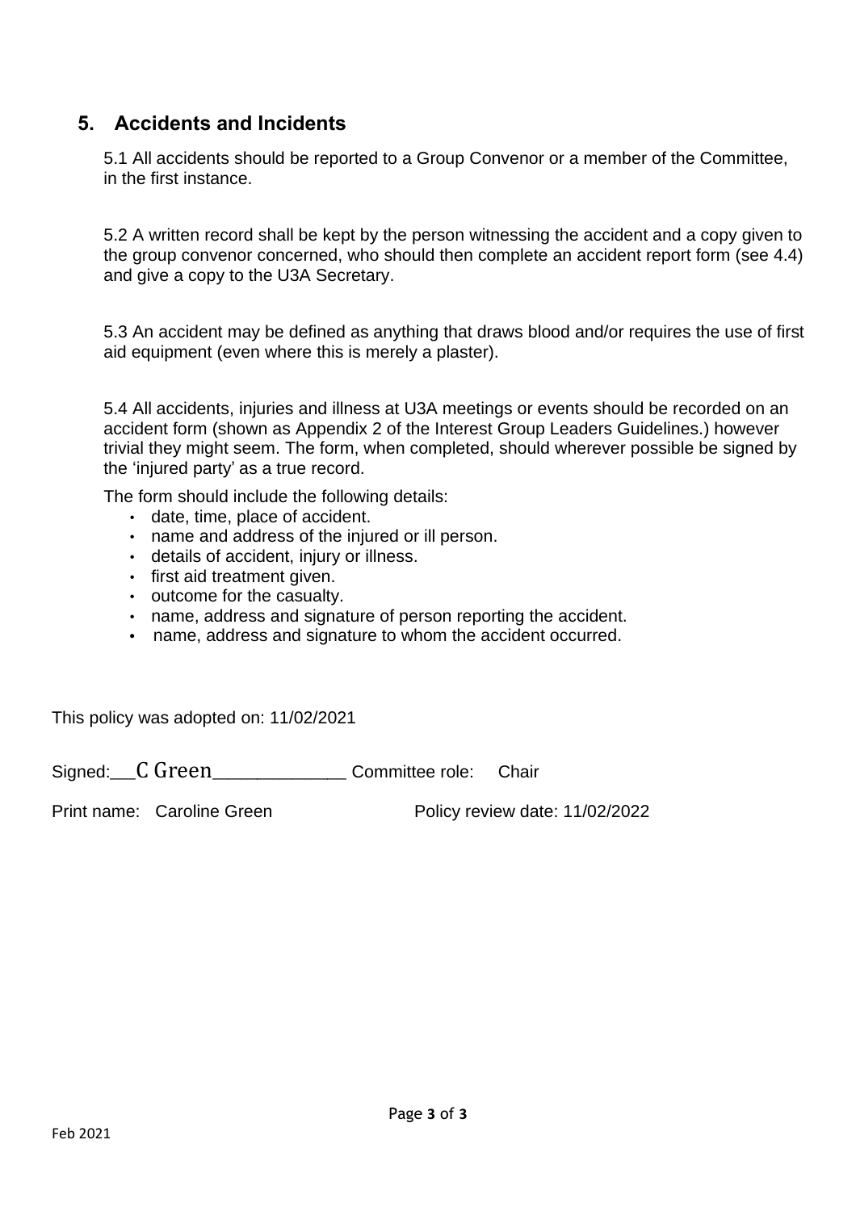## 5. Accidents and Incidents

5.1 All accidents should be reported to a Group Convenor or a member of the Committee, in the first instance.

5.2 A written record shall be kept by the person witnessing the accident and a copy given to the group convenor concerned, who should then complete an accident report form (see 4.4) and give a copy to the U3A Secretary.

5.3 An accident may be defined as anything that draws blood and/or requires the use of first aid equipment (even where this is merely a plaster).

5.4 All accidents, injuries and illness at U3A meetings or events should be recorded on an accident form (shown as Appendix 2 of the Interest Group Leaders Guidelines.) however trivial they might seem. The form, when completed, should wherever possible be signed by the 'injured party' as a true record.

The form should include the following details:

- date, time, place of accident.
- name and address of the injured or ill person.
- details of accident, injury or illness.
- first aid treatment given.
- outcome for the casualty.
- name, address and signature of person reporting the accident.
- name, address and signature to whom the accident occurred.

This policy was adopted on: 11/02/2021

Signed:___C Green______________ Committee role: Chair

Print name: Caroline Green    Policy review date: 11/02/2022

Feb 2021